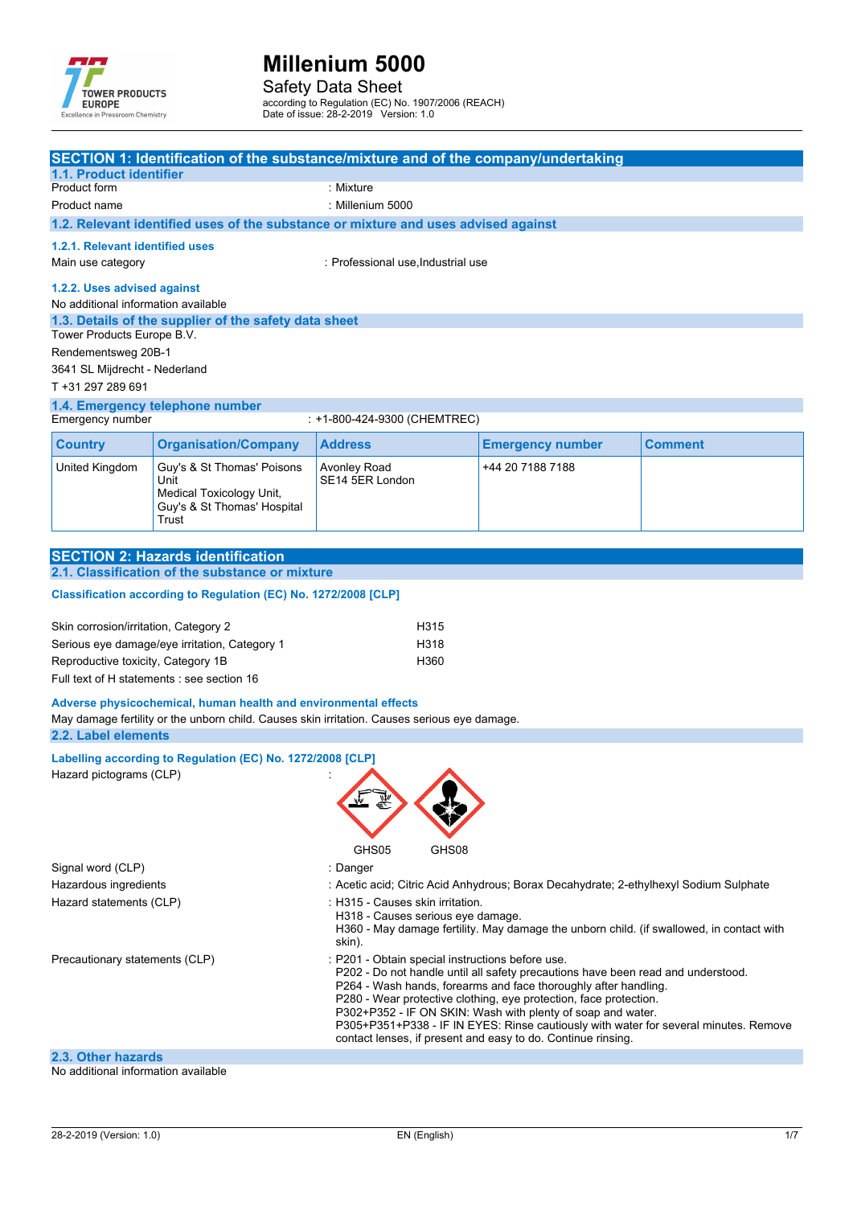# Millenium 5000

Safety Data Sheet

according to Regulation (EC) No. 1907/2006 (REACH)
Date of issue: 28-2-2019 Version: 1.0

## SECTION 1: Identification of the substance/mixture and of the company/undertaking

### 1.1. Product identifier

Product form : Mixture

Product name : Millenium 5000

### 1.2. Relevant identified uses of the substance or mixture and uses advised against

#### 1.2.1. Relevant identified uses

Main use category : Professional use,Industrial use

#### 1.2.2. Uses advised against

No additional information available

### 1.3. Details of the supplier of the safety data sheet

Tower Products Europe B.V.
Rendementsweg 20B-1
3641 SL Mijdrecht - Nederland
T +31 297 289 691

### 1.4. Emergency telephone number

Emergency number : +1-800-424-9300 (CHEMTREC)

| Country | Organisation/Company | Address | Emergency number | Comment |
|---|---|---|---|---|
| United Kingdom | Guy's & St Thomas' Poisons Unit Medical Toxicology Unit, Guy's & St Thomas' Hospital Trust | Avonley Road SE14 5ER London | +44 20 7188 7188 | |

## SECTION 2: Hazards identification

### 2.1. Classification of the substance or mixture

**Classification according to Regulation (EC) No. 1272/2008 [CLP]**

| | |
|---|---|
| Skin corrosion/irritation, Category 2 | H315 |
| Serious eye damage/eye irritation, Category 1 | H318 |
| Reproductive toxicity, Category 1B | H360 |

Full text of H statements : see section 16

**Adverse physicochemical, human health and environmental effects**

May damage fertility or the unborn child. Causes skin irritation. Causes serious eye damage.

### 2.2. Label elements

**Labelling according to Regulation (EC) No. 1272/2008 [CLP]**

Hazard pictograms (CLP) :

GHS05 GHS08

Signal word (CLP) : Danger

Hazardous ingredients : Acetic acid; Citric Acid Anhydrous; Borax Decahydrate; 2-ethylhexyl Sodium Sulphate

Hazard statements (CLP) : H315 - Causes skin irritation.
H318 - Causes serious eye damage.
H360 - May damage fertility. May damage the unborn child. (if swallowed, in contact with skin).

Precautionary statements (CLP) : P201 - Obtain special instructions before use.
P202 - Do not handle until all safety precautions have been read and understood.
P264 - Wash hands, forearms and face thoroughly after handling.
P280 - Wear protective clothing, eye protection, face protection.
P302+P352 - IF ON SKIN: Wash with plenty of soap and water.
P305+P351+P338 - IF IN EYES: Rinse cautiously with water for several minutes. Remove contact lenses, if present and easy to do. Continue rinsing.

### 2.3. Other hazards

No additional information available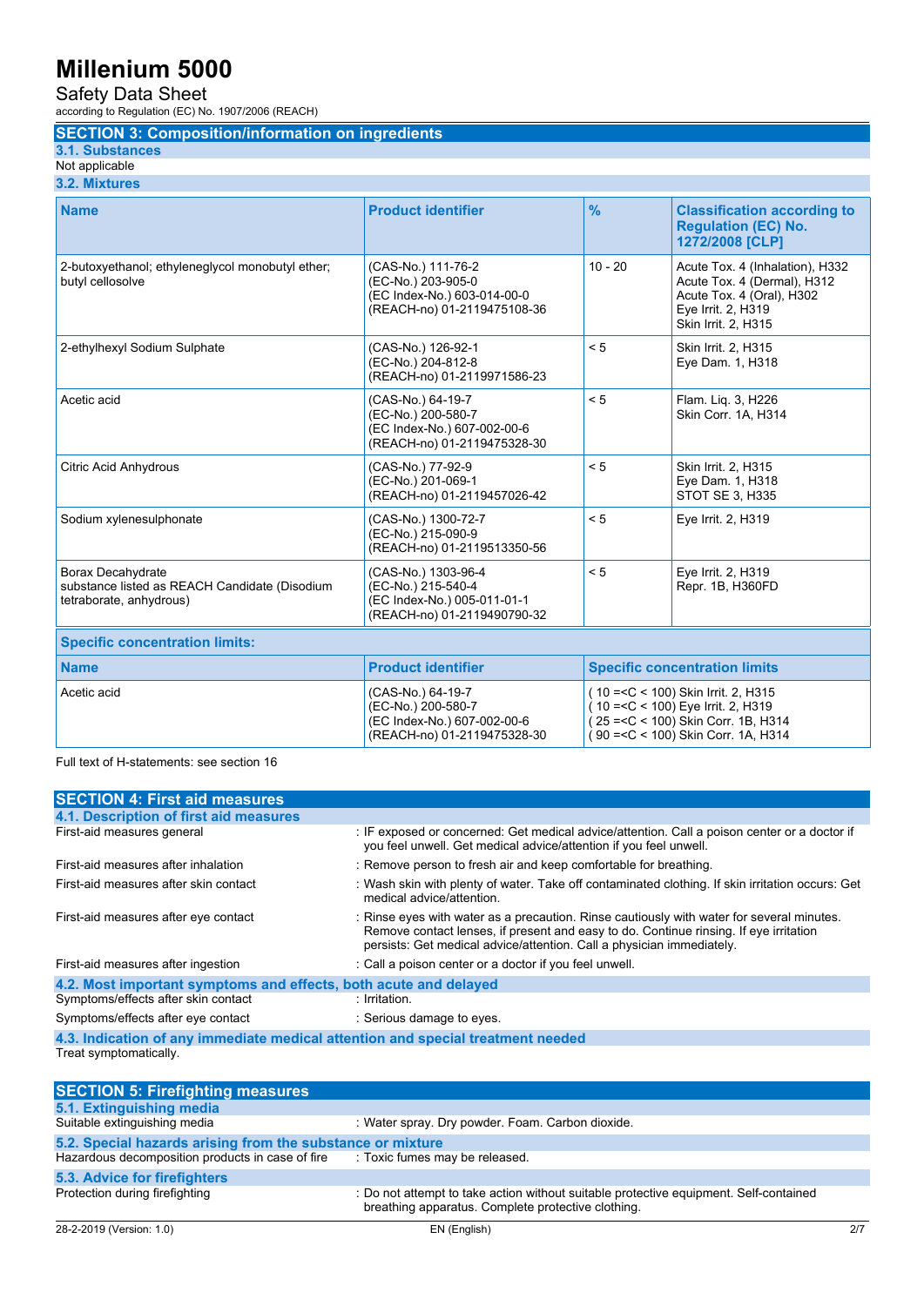# SECTION 3: Composition/information on ingredients

## 3.1. Substances

Not applicable

## 3.2. Mixtures

| Name | Product identifier | % | Classification according to Regulation (EC) No. 1272/2008 [CLP] |
|---|---|---|---|
| 2-butoxyethanol; ethyleneglycol monobutyl ether; butyl cellosolve | (CAS-No.) 111-76-2<br>(EC-No.) 203-905-0<br>(EC Index-No.) 603-014-00-0<br>(REACH-no) 01-2119475108-36 | 10 - 20 | Acute Tox. 4 (Inhalation), H332<br>Acute Tox. 4 (Dermal), H312<br>Acute Tox. 4 (Oral), H302<br>Eye Irrit. 2, H319<br>Skin Irrit. 2, H315 |
| 2-ethylhexyl Sodium Sulphate | (CAS-No.) 126-92-1<br>(EC-No.) 204-812-8<br>(REACH-no) 01-2119971586-23 | < 5 | Skin Irrit. 2, H315<br>Eye Dam. 1, H318 |
| Acetic acid | (CAS-No.) 64-19-7<br>(EC-No.) 200-580-7<br>(EC Index-No.) 607-002-00-6<br>(REACH-no) 01-2119475328-30 | < 5 | Flam. Liq. 3, H226<br>Skin Corr. 1A, H314 |
| Citric Acid Anhydrous | (CAS-No.) 77-92-9<br>(EC-No.) 201-069-1<br>(REACH-no) 01-2119457026-42 | < 5 | Skin Irrit. 2, H315<br>Eye Dam. 1, H318<br>STOT SE 3, H335 |
| Sodium xylenesulphonate | (CAS-No.) 1300-72-7<br>(EC-No.) 215-090-9<br>(REACH-no) 01-2119513350-56 | < 5 | Eye Irrit. 2, H319 |
| Borax Decahydrate<br>substance listed as REACH Candidate (Disodium tetraborate, anhydrous) | (CAS-No.) 1303-96-4<br>(EC-No.) 215-540-4<br>(EC Index-No.) 005-011-01-1<br>(REACH-no) 01-2119490790-32 | < 5 | Eye Irrit. 2, H319<br>Repr. 1B, H360FD |

**Specific concentration limits:**

| Name | Product identifier | Specific concentration limits |
|---|---|---|
| Acetic acid | (CAS-No.) 64-19-7<br>(EC-No.) 200-580-7<br>(EC Index-No.) 607-002-00-6<br>(REACH-no) 01-2119475328-30 | ( 10 =<C < 100) Skin Irrit. 2, H315<br>( 10 =<C < 100) Eye Irrit. 2, H319<br>( 25 =<C < 100) Skin Corr. 1B, H314<br>( 90 =<C < 100) Skin Corr. 1A, H314 |

Full text of H-statements: see section 16

# SECTION 4: First aid measures

## 4.1. Description of first aid measures

| | |
|---|---|
| First-aid measures general | : IF exposed or concerned: Get medical advice/attention. Call a poison center or a doctor if you feel unwell. Get medical advice/attention if you feel unwell. |
| First-aid measures after inhalation | : Remove person to fresh air and keep comfortable for breathing. |
| First-aid measures after skin contact | : Wash skin with plenty of water. Take off contaminated clothing. If skin irritation occurs: Get medical advice/attention. |
| First-aid measures after eye contact | : Rinse eyes with water as a precaution. Rinse cautiously with water for several minutes. Remove contact lenses, if present and easy to do. Continue rinsing. If eye irritation persists: Get medical advice/attention. Call a physician immediately. |
| First-aid measures after ingestion | : Call a poison center or a doctor if you feel unwell. |

## 4.2. Most important symptoms and effects, both acute and delayed

| | |
|---|---|
| Symptoms/effects after skin contact | : Irritation. |
| Symptoms/effects after eye contact | : Serious damage to eyes. |

## 4.3. Indication of any immediate medical attention and special treatment needed

Treat symptomatically.

# SECTION 5: Firefighting measures

## 5.1. Extinguishing media

| | |
|---|---|
| Suitable extinguishing media | : Water spray. Dry powder. Foam. Carbon dioxide. |

## 5.2. Special hazards arising from the substance or mixture

| | |
|---|---|
| Hazardous decomposition products in case of fire | : Toxic fumes may be released. |

## 5.3. Advice for firefighters

| | |
|---|---|
| Protection during firefighting | : Do not attempt to take action without suitable protective equipment. Self-contained breathing apparatus. Complete protective clothing. |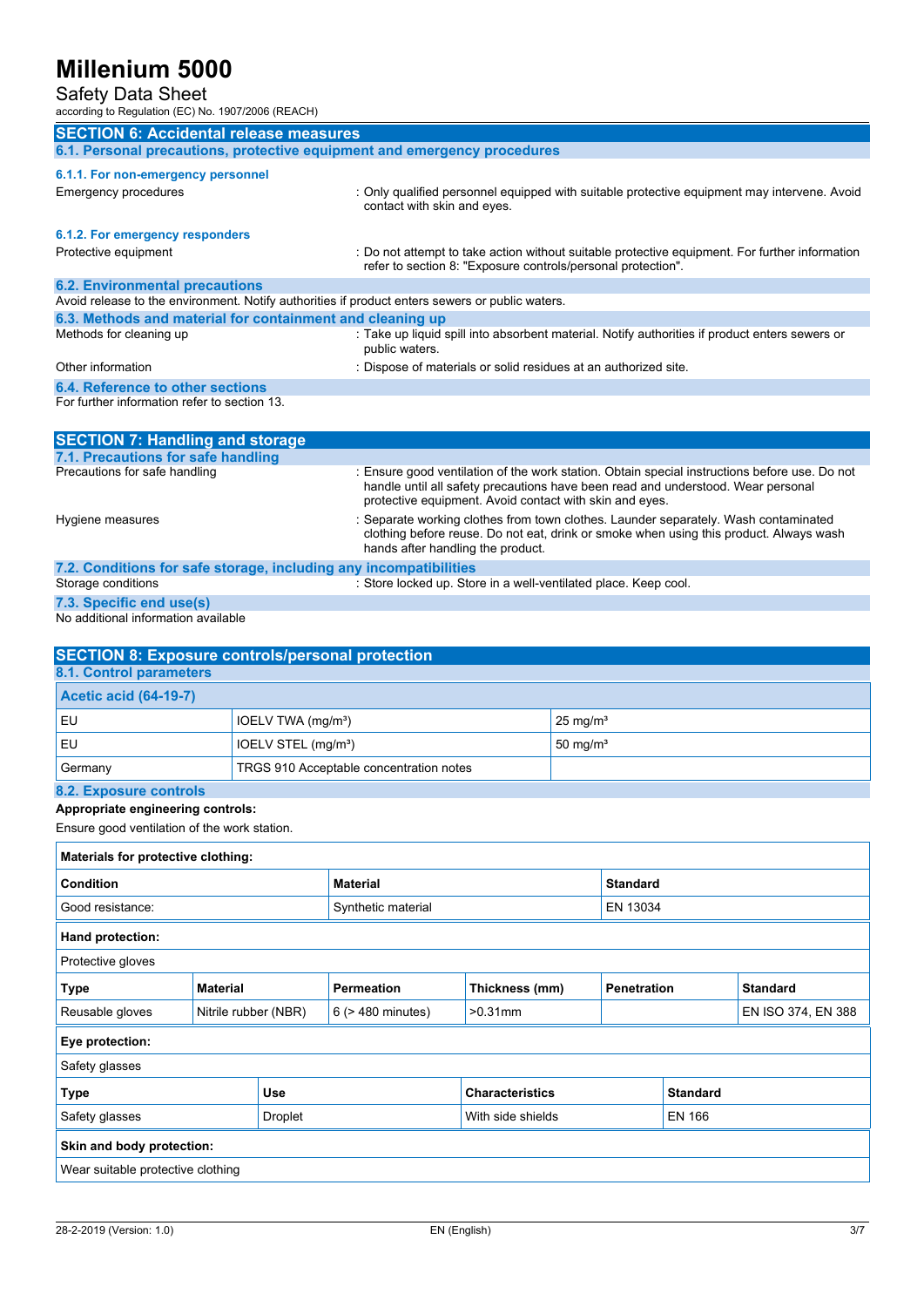## SECTION 6: Accidental release measures

### 6.1. Personal precautions, protective equipment and emergency procedures

#### 6.1.1. For non-emergency personnel

Emergency procedures : Only qualified personnel equipped with suitable protective equipment may intervene. Avoid contact with skin and eyes.

#### 6.1.2. For emergency responders

Protective equipment : Do not attempt to take action without suitable protective equipment. For further information refer to section 8: "Exposure controls/personal protection".

### 6.2. Environmental precautions

Avoid release to the environment. Notify authorities if product enters sewers or public waters.

### 6.3. Methods and material for containment and cleaning up

Methods for cleaning up : Take up liquid spill into absorbent material. Notify authorities if product enters sewers or public waters.

Other information : Dispose of materials or solid residues at an authorized site.

### 6.4. Reference to other sections

For further information refer to section 13.

## SECTION 7: Handling and storage

### 7.1. Precautions for safe handling

Precautions for safe handling : Ensure good ventilation of the work station. Obtain special instructions before use. Do not handle until all safety precautions have been read and understood. Wear personal protective equipment. Avoid contact with skin and eyes.

Hygiene measures : Separate working clothes from town clothes. Launder separately. Wash contaminated clothing before reuse. Do not eat, drink or smoke when using this product. Always wash hands after handling the product.

### 7.2. Conditions for safe storage, including any incompatibilities

Storage conditions : Store locked up. Store in a well-ventilated place. Keep cool.

### 7.3. Specific end use(s)

No additional information available

## SECTION 8: Exposure controls/personal protection

### 8.1. Control parameters

| Acetic acid (64-19-7) | | |
|---|---|---|
| EU | IOELV TWA (mg/m³) | 25 mg/m³ |
| EU | IOELV STEL (mg/m³) | 50 mg/m³ |
| Germany | TRGS 910 Acceptable concentration notes | |

### 8.2. Exposure controls

**Appropriate engineering controls:**

Ensure good ventilation of the work station.

**Materials for protective clothing:**

| Condition | Material | Standard |
|---|---|---|
| Good resistance: | Synthetic material | EN 13034 |

**Hand protection:**

Protective gloves

| Type | Material | Permeation | Thickness (mm) | Penetration | Standard |
|---|---|---|---|---|---|
| Reusable gloves | Nitrile rubber (NBR) | 6 (> 480 minutes) | >0.31mm | | EN ISO 374, EN 388 |

**Eye protection:**

Safety glasses

| Type | Use | Characteristics | Standard |
|---|---|---|---|
| Safety glasses | Droplet | With side shields | EN 166 |

**Skin and body protection:**

Wear suitable protective clothing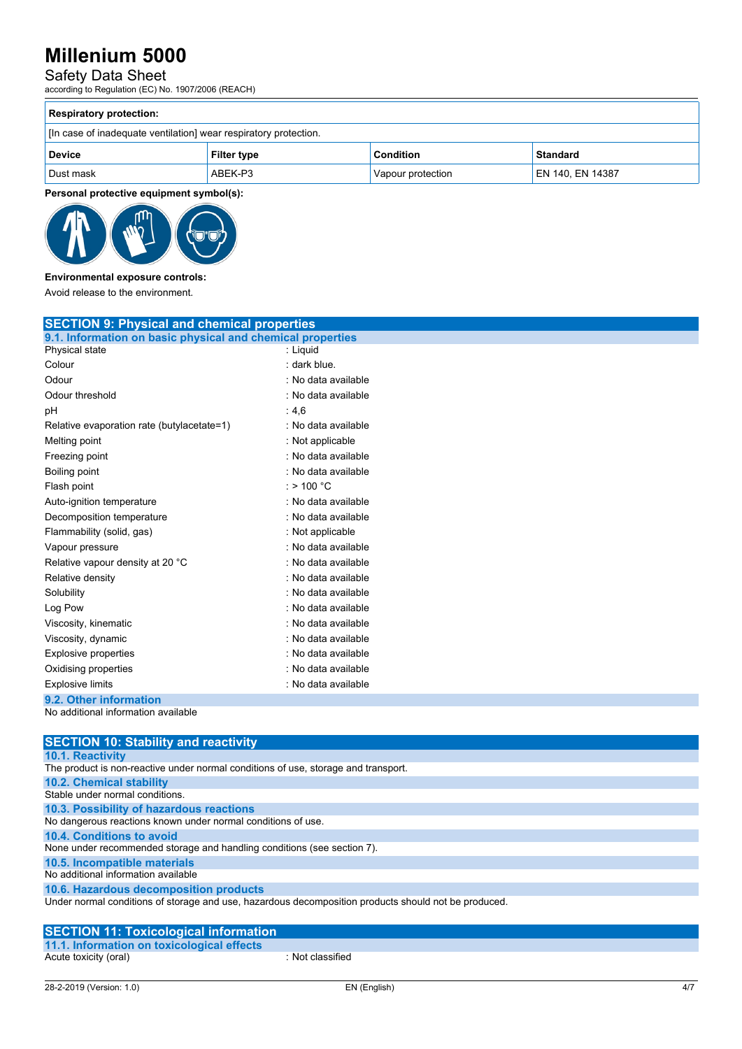**Respiratory protection:**

[In case of inadequate ventilation] wear respiratory protection.

| Device | Filter type | Condition | Standard |
|---|---|---|---|
| Dust mask | ABEK-P3 | Vapour protection | EN 140, EN 14387 |

**Personal protective equipment symbol(s):**

**Environmental exposure controls:**

Avoid release to the environment.

## SECTION 9: Physical and chemical properties

### 9.1. Information on basic physical and chemical properties

| | |
|---|---|
| Physical state | : Liquid |
| Colour | : dark blue. |
| Odour | : No data available |
| Odour threshold | : No data available |
| pH | : 4,6 |
| Relative evaporation rate (butylacetate=1) | : No data available |
| Melting point | : Not applicable |
| Freezing point | : No data available |
| Boiling point | : No data available |
| Flash point | : > 100 °C |
| Auto-ignition temperature | : No data available |
| Decomposition temperature | : No data available |
| Flammability (solid, gas) | : Not applicable |
| Vapour pressure | : No data available |
| Relative vapour density at 20 °C | : No data available |
| Relative density | : No data available |
| Solubility | : No data available |
| Log Pow | : No data available |
| Viscosity, kinematic | : No data available |
| Viscosity, dynamic | : No data available |
| Explosive properties | : No data available |
| Oxidising properties | : No data available |
| Explosive limits | : No data available |

### 9.2. Other information

No additional information available

## SECTION 10: Stability and reactivity

### 10.1. Reactivity

The product is non-reactive under normal conditions of use, storage and transport.

### 10.2. Chemical stability

Stable under normal conditions.

### 10.3. Possibility of hazardous reactions

No dangerous reactions known under normal conditions of use.

### 10.4. Conditions to avoid

None under recommended storage and handling conditions (see section 7).

### 10.5. Incompatible materials

No additional information available

### 10.6. Hazardous decomposition products

Under normal conditions of storage and use, hazardous decomposition products should not be produced.

## SECTION 11: Toxicological information

### 11.1. Information on toxicological effects

| | |
|---|---|
| Acute toxicity (oral) | : Not classified |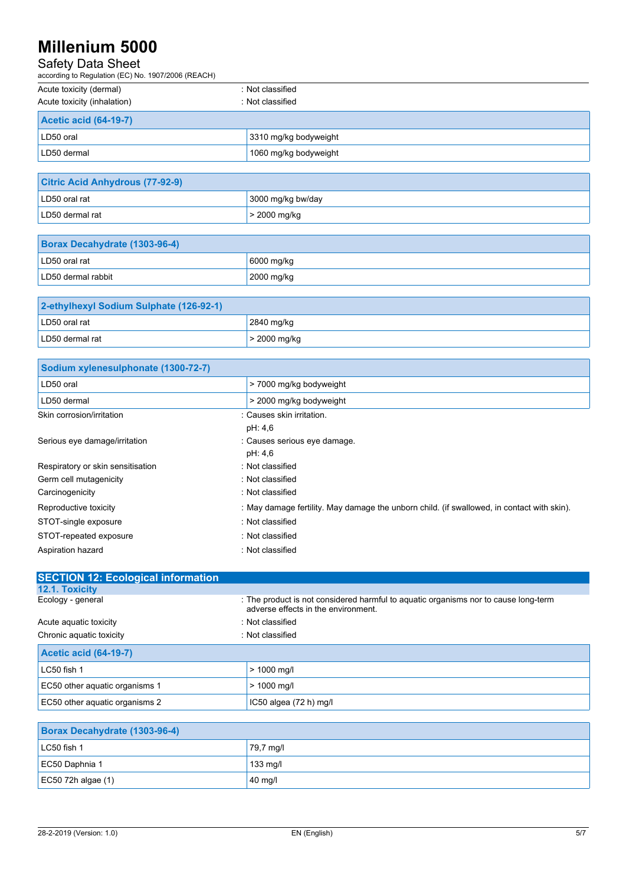| | |
|---|---|
| Acute toxicity (dermal) | : Not classified |
| Acute toxicity (inhalation) | : Not classified |

| Acetic acid (64-19-7) | |
|---|---|
| LD50 oral | 3310 mg/kg bodyweight |
| LD50 dermal | 1060 mg/kg bodyweight |

| Citric Acid Anhydrous (77-92-9) | |
|---|---|
| LD50 oral rat | 3000 mg/kg bw/day |
| LD50 dermal rat | > 2000 mg/kg |

| Borax Decahydrate (1303-96-4) | |
|---|---|
| LD50 oral rat | 6000 mg/kg |
| LD50 dermal rabbit | 2000 mg/kg |

| 2-ethylhexyl Sodium Sulphate (126-92-1) | |
|---|---|
| LD50 oral rat | 2840 mg/kg |
| LD50 dermal rat | > 2000 mg/kg |

| Sodium xylenesulphonate (1300-72-7) | |
|---|---|
| LD50 oral | > 7000 mg/kg bodyweight |
| LD50 dermal | > 2000 mg/kg bodyweight |

| | |
|---|---|
| Skin corrosion/irritation | : Causes skin irritation.<br>pH: 4,6 |
| Serious eye damage/irritation | : Causes serious eye damage.<br>pH: 4,6 |
| Respiratory or skin sensitisation | : Not classified |
| Germ cell mutagenicity | : Not classified |
| Carcinogenicity | : Not classified |
| Reproductive toxicity | : May damage fertility. May damage the unborn child. (if swallowed, in contact with skin). |
| STOT-single exposure | : Not classified |
| STOT-repeated exposure | : Not classified |
| Aspiration hazard | : Not classified |

## SECTION 12: Ecological information

### 12.1. Toxicity

| | |
|---|---|
| Ecology - general | : The product is not considered harmful to aquatic organisms nor to cause long-term adverse effects in the environment. |
| Acute aquatic toxicity | : Not classified |
| Chronic aquatic toxicity | : Not classified |

| Acetic acid (64-19-7) | |
|---|---|
| LC50 fish 1 | > 1000 mg/l |
| EC50 other aquatic organisms 1 | > 1000 mg/l |
| EC50 other aquatic organisms 2 | IC50 algea (72 h) mg/l |

| Borax Decahydrate (1303-96-4) | |
|---|---|
| LC50 fish 1 | 79,7 mg/l |
| EC50 Daphnia 1 | 133 mg/l |
| EC50 72h algae (1) | 40 mg/l |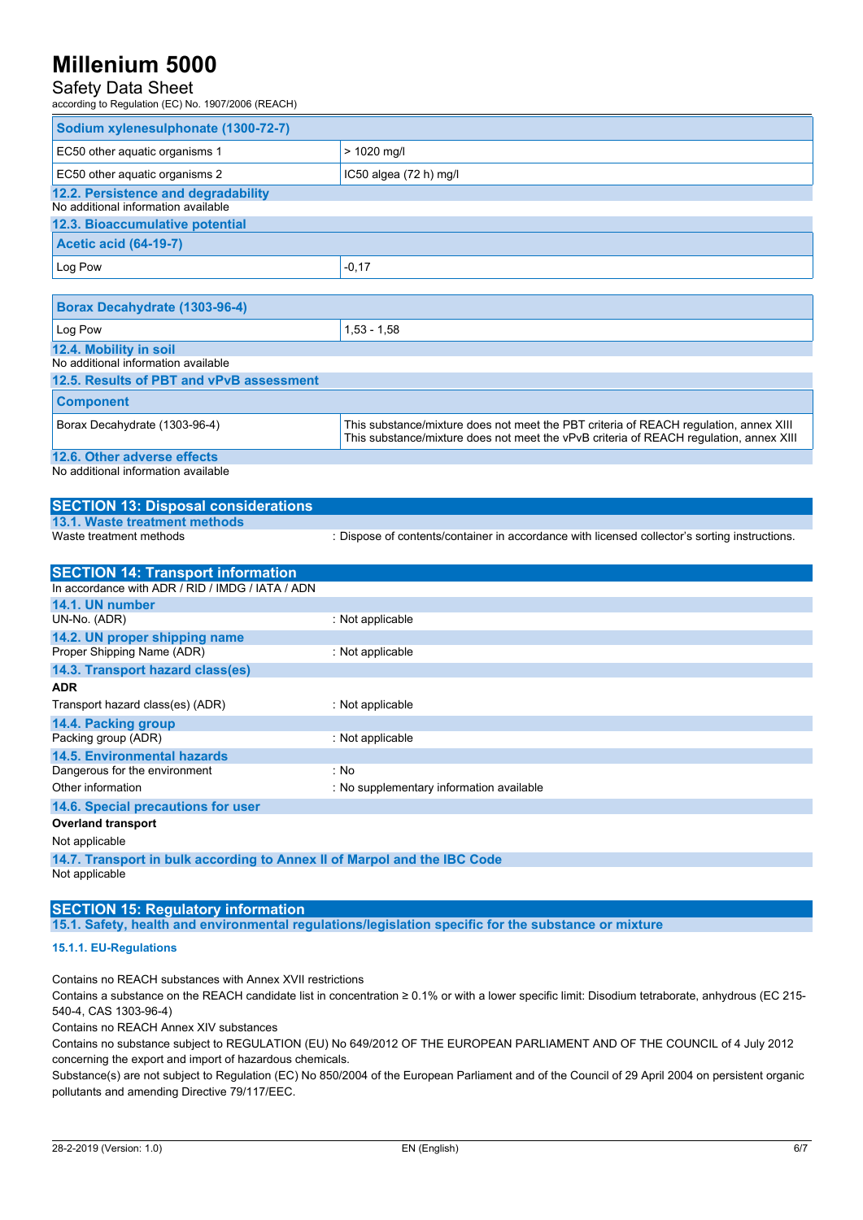| Sodium xylenesulphonate (1300-72-7) | |
|---|---|
| EC50 other aquatic organisms 1 | > 1020 mg/l |
| EC50 other aquatic organisms 2 | IC50 algea (72 h) mg/l |

### 12.2. Persistence and degradability

No additional information available

### 12.3. Bioaccumulative potential

| Acetic acid (64-19-7) | |
|---|---|
| Log Pow | -0,17 |

| Borax Decahydrate (1303-96-4) | |
|---|---|
| Log Pow | 1,53 - 1,58 |

### 12.4. Mobility in soil

No additional information available

### 12.5. Results of PBT and vPvB assessment

| Component | |
|---|---|
| Borax Decahydrate (1303-96-4) | This substance/mixture does not meet the PBT criteria of REACH regulation, annex XIII<br>This substance/mixture does not meet the vPvB criteria of REACH regulation, annex XIII |

### 12.6. Other adverse effects

No additional information available

## SECTION 13: Disposal considerations

### 13.1. Waste treatment methods

Waste treatment methods : Dispose of contents/container in accordance with licensed collector's sorting instructions.

## SECTION 14: Transport information

In accordance with ADR / RID / IMDG / IATA / ADN

### 14.1. UN number

UN-No. (ADR) : Not applicable

### 14.2. UN proper shipping name

Proper Shipping Name (ADR) : Not applicable

### 14.3. Transport hazard class(es)

**ADR**

Transport hazard class(es) (ADR) : Not applicable

### 14.4. Packing group

Packing group (ADR) : Not applicable

### 14.5. Environmental hazards

Dangerous for the environment : No

Other information : No supplementary information available

### 14.6. Special precautions for user

**Overland transport**

Not applicable

### 14.7. Transport in bulk according to Annex II of Marpol and the IBC Code

Not applicable

## SECTION 15: Regulatory information

### 15.1. Safety, health and environmental regulations/legislation specific for the substance or mixture

#### 15.1.1. EU-Regulations

Contains no REACH substances with Annex XVII restrictions

Contains a substance on the REACH candidate list in concentration ≥ 0.1% or with a lower specific limit: Disodium tetraborate, anhydrous (EC 215-540-4, CAS 1303-96-4)

Contains no REACH Annex XIV substances

Contains no substance subject to REGULATION (EU) No 649/2012 OF THE EUROPEAN PARLIAMENT AND OF THE COUNCIL of 4 July 2012 concerning the export and import of hazardous chemicals.

Substance(s) are not subject to Regulation (EC) No 850/2004 of the European Parliament and of the Council of 29 April 2004 on persistent organic pollutants and amending Directive 79/117/EEC.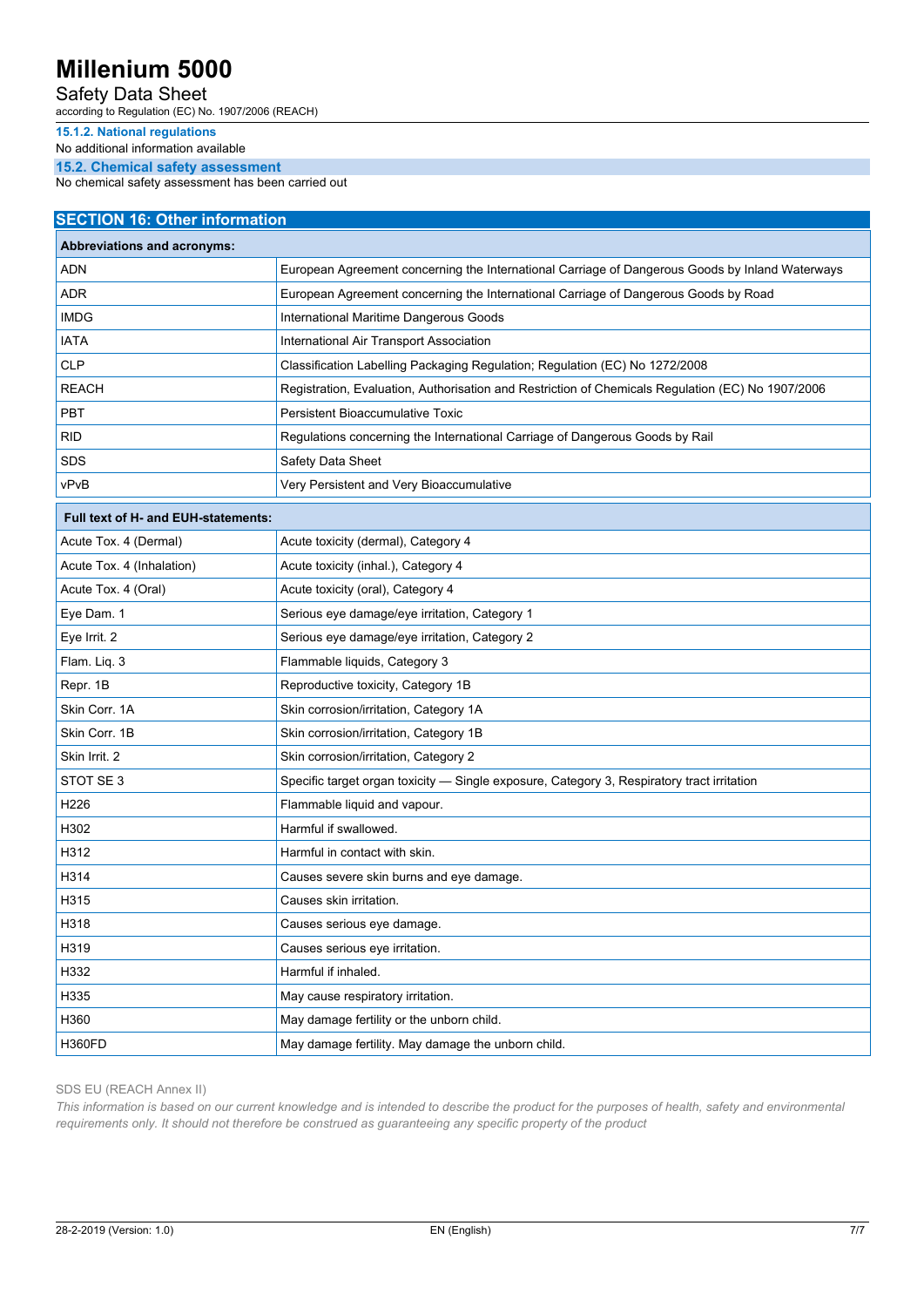#### 15.1.2. National regulations

No additional information available

### 15.2. Chemical safety assessment

No chemical safety assessment has been carried out

## SECTION 16: Other information

| Abbreviations and acronyms: | |
|---|---|
| ADN | European Agreement concerning the International Carriage of Dangerous Goods by Inland Waterways |
| ADR | European Agreement concerning the International Carriage of Dangerous Goods by Road |
| IMDG | International Maritime Dangerous Goods |
| IATA | International Air Transport Association |
| CLP | Classification Labelling Packaging Regulation; Regulation (EC) No 1272/2008 |
| REACH | Registration, Evaluation, Authorisation and Restriction of Chemicals Regulation (EC) No 1907/2006 |
| PBT | Persistent Bioaccumulative Toxic |
| RID | Regulations concerning the International Carriage of Dangerous Goods by Rail |
| SDS | Safety Data Sheet |
| vPvB | Very Persistent and Very Bioaccumulative |

| Full text of H- and EUH-statements: | |
|---|---|
| Acute Tox. 4 (Dermal) | Acute toxicity (dermal), Category 4 |
| Acute Tox. 4 (Inhalation) | Acute toxicity (inhal.), Category 4 |
| Acute Tox. 4 (Oral) | Acute toxicity (oral), Category 4 |
| Eye Dam. 1 | Serious eye damage/eye irritation, Category 1 |
| Eye Irrit. 2 | Serious eye damage/eye irritation, Category 2 |
| Flam. Liq. 3 | Flammable liquids, Category 3 |
| Repr. 1B | Reproductive toxicity, Category 1B |
| Skin Corr. 1A | Skin corrosion/irritation, Category 1A |
| Skin Corr. 1B | Skin corrosion/irritation, Category 1B |
| Skin Irrit. 2 | Skin corrosion/irritation, Category 2 |
| STOT SE 3 | Specific target organ toxicity — Single exposure, Category 3, Respiratory tract irritation |
| H226 | Flammable liquid and vapour. |
| H302 | Harmful if swallowed. |
| H312 | Harmful in contact with skin. |
| H314 | Causes severe skin burns and eye damage. |
| H315 | Causes skin irritation. |
| H318 | Causes serious eye damage. |
| H319 | Causes serious eye irritation. |
| H332 | Harmful if inhaled. |
| H335 | May cause respiratory irritation. |
| H360 | May damage fertility or the unborn child. |
| H360FD | May damage fertility. May damage the unborn child. |

SDS EU (REACH Annex II)

*This information is based on our current knowledge and is intended to describe the product for the purposes of health, safety and environmental requirements only. It should not therefore be construed as guaranteeing any specific property of the product*